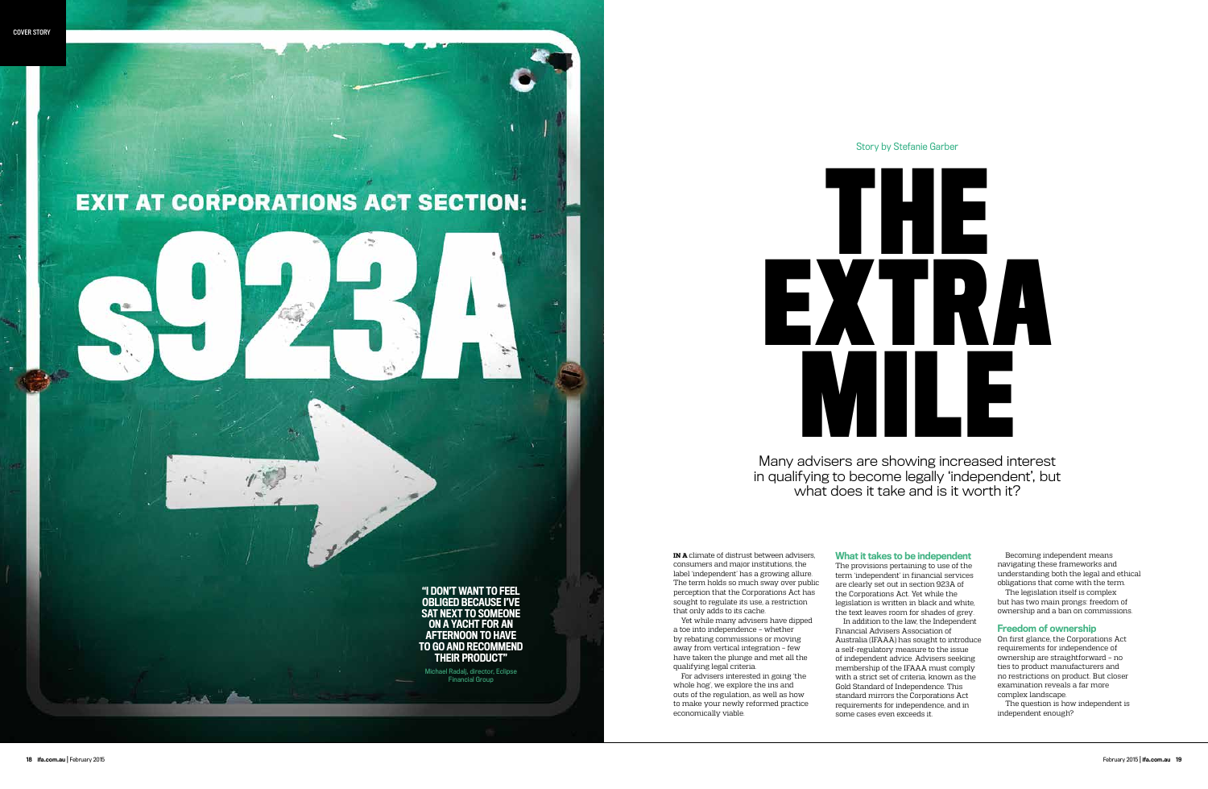# THE EXTRA MILE

Story by Stefanie Garber

Many advisers are showing increased interest in qualifying to become legally 'independent', but what does it take and is it worth it?

EXIT AT CORPORATIONS ACT SECTION: s923A

**"I DON'T WANT TO FEEL OBLIGED BECAUSE I'VE SAT NEXT TO SOMEONE ON A YACHT FOR AN AFTERNOON TO HAVE TO GO AND RECOMMEND THEIR PRODUCT"**

Michael Radalj, director, Eclipse Financial Group

**IN A** climate of distrust between advisers, consumers and major institutions, the label 'independent' has a growing allure. The term holds so much sway over public perception that the Corporations Act has sought to regulate its use, a restriction that only adds to its cache.

Yet while many advisers have dipped a toe into independence – whether by rebating commissions or moving away from vertical integration – few have taken the plunge and met all the qualifying legal criteria.

For advisers interested in going 'the whole hog', we explore the ins and outs of the regulation, as well as how to make your newly reformed practice economically viable.

## What it takes to be independent

The provisions pertaining to use of the term 'independent' in financial services are clearly set out in section 923A of the Corporations Act. Yet while the legislation is written in black and white, the text leaves room for shades of grey.

In addition to the law, the Independent Financial Advisers Association of Australia (IFAAA) has sought to introduce a self-regulatory measure to the issue of independent advice. Advisers seeking membership of the IFAAA must comply with a strict set of criteria, known as the Gold Standard of Independence. This standard mirrors the Corporations Act requirements for independence, and in some cases even exceeds it.

Becoming independent means navigating these frameworks and understanding both the legal and ethical obligations that come with the term.

The legislation itself is complex but has two main prongs: freedom of ownership and a ban on commissions.

## Freedom of ownership

On first glance, the Corporations Act requirements for independence of ownership are straightforward – no ties to product manufacturers and no restrictions on product. But closer examination reveals a far more complex landscape.

The question is how independent is independent enough?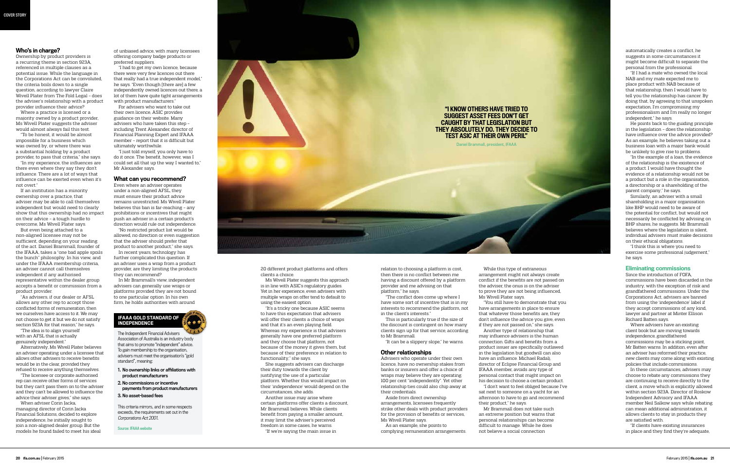## Who's in charge?

Ownership by product providers is a recurring theme in section 923A, referenced in multiple clauses as a potential issue. While the language in the Corporations Act can be convoluted, the criteria boils down to a single question, according to lawyer Claire Wivell Plater from The Fold Legal – does the adviser's relationship with a product provider influence their advice?

Where a practice is licensed or a majority owned by a product provider, Ms Wivell Plater suggests the adviser would almost always fail this test.

"To be honest, it would be almost impossible for a business which was owned by, or where there was a substantial holding by a product provider, to pass that criteria," she says.

"In my experience, the influences are there even where they say they don't influence. There are a lot of ways that influence can be exerted even when it's not overt."

If an institution has a minority ownership over a practice, that adviser may be able to call themselves independent but would need to clearly show that this ownership had no impact on their advice – a tough hurdle to overcome, Ms Wivell Plater says.

But even being attached to a non-aligned licensee may not be sufficient, depending on your reading of the act. Daniel Brammall, founder of the IFAAA, takes a "one bad apple spoils the bunch" philosophy. In his view, and under the IFAAA membership criteria, an adviser cannot call themselves independent if any authorised representative within the dealer group accepts a benefit or commission from a product provider.

"As advisers, if our dealer or AFSL allows any other rep to accept those conflicted forms of remuneration, then we ourselves have access to it. We may not choose to get it but we do not satisfy section 923A for that reason," he says.

"The idea is to align yourself with an AFSL that is actually genuinely independent."

Alternatively, Ms Wivell Plater believes an adviser operating under a licensee that allows other advisers to receive benefits would be in the clear, provided they refused to receive anything themselves.

"The licensee or corporate authorised rep can receive other forms of services but they can't pass them on to the adviser and they can't be allowed to influence the advice their adviser gives," she says.

When adviser Corin Jacka, managing director of Corin Jacka Financial Solutions, decided to explore independence, he initially sought to join a non-aligned dealer group. But the models he found failed to meet his ideal of unbiased advice, with many licensees offering company badge products or preferred suppliers.

"I had to get my own licence, because there were very few licences out there that really had a true independent model," he says. "Even though [there are] a few independently owned licences out there, a lot of them have quite tight arrangements with product manufacturers."

For advisers who want to take out their own licence, ASIC provides guidance on their website. Many advisers who have taken this step – including Trent Alexander, director of Financial Planning Expert and IFAAA member – report that it is difficult but ultimately worthwhile.

"I just told myself, you only have to do it once. The benefit, however, was I could set all that up the way I wanted to," Mr Alexander says.

## What can you recommend?

Even where an adviser operates under a non-aligned AFSL, they must ensure their product advice remains unrestricted. Ms Wivell Plater believes this ban is far-reaching – any prohibitions or incentives that might push an adviser in a certain product's direction would rule out independence.

"No restricted product list would be allowed, no direction or even suggestion that the adviser should prefer that product to another product," she says.

In recent years, technology has further complicated this question. If an adviser uses a wrap from a product provider, are they limiting the products they can recommend?

In Mr Brammall's view, independent advisers can generally use wraps or platforms provided they are not bound to one particular option. In his own firm, he holds authorities with around 20 different product platforms and offers clients a choice.

Ms Wivell Plater suggests this approach is in line with ASIC's regulatory guides. Yet in her experience, even advisers with multiple wraps on offer tend to default to using the easiest option.

"It's a tricky one because ASIC seems to have this expectation that advisers will offer their clients a choice of wraps and that it's an even playing field. Whereas my experience is that advisers generally have one preferred platform and they choose that platform, not because of the money it gives them, but because of their preference in relation to functionality," she says.

She suggests advisers can discharge their duty towards the client by justifying the use of a particular platform. Whether this would impact on their 'independence' would depend on the circumstances, she adds.

Another issue may arise where certain platforms offer clients a discount, Mr Brammall believes. While clients benefit from paying a smaller amount, it may limit the adviser's perceived freedom in some cases, he warns.

"If we're saying the main issue in relation to choosing a platform is cost, then there is no conflict between me having a discount offered by a platform provider and me advising on that platform," he says.

"The conflict does come up where I have some sort of incentive that is in my interests to recommend the platform, not in the client's interests."

This is particularly true if the size of the discount is contingent on how many clients sign up for that service, according to Mr Brammall.

"It can be a slippery slope," he warns.

> **"I KNOW OTHERS HAVE TRIED TO SUGGEST ASSET FEES DON'T GET CAUGHT BY THAT LEGISLATION BUT THEY ABSOLUTELY DO. THEY DECIDE TO TEST ASIC AT THEIR OWN PERIL"**
>
> Daniel Brammall, president, IFAAA

### IFAAA GOLD STANDARD OF INDEPENDENCE

The Independent Financial Advisers Association of Australia is an industry body that aims to promote "independent" advice. To gain membership to the organisation, advisers must meet the organisation's "gold standard", meaning:

1. **No ownership links or affiliations with product manufacturers**
2. **No commissions or incentive payments from product manufacturers**
3. **No asset-based fees**

This criteria mirrors, and in some respects exceeds, the requirements set out in the *Corporations Act 2001*.

Source: IFAAA website

## Other relationships

Advisers who operate under their own licence, have no ownership stakes from banks or insurers and offer a choice of wraps may believe they are operating 100 per cent "independently". Yet other relationship ties could also chip away at their credentials.

Aside from direct ownership arrangements, licensees frequently strike other deals with product providers for the provision of benefits or services, Ms Wivell Plater says.

As an example, she points to complying remuneration arrangements. While this type of extraneous arrangement might not always create conflict if the benefits are not passed on the adviser, the onus is on the adviser to prove they are not being influenced, Ms Wivell Plater says.

"You still have to demonstrate that you have arrangements in place to ensure that whatever those benefits are, they don't influence the advice you give, even if they are not passed on," she says.

Another type of relationship that may influence advisers is the human connection. Gifts and benefits from a product issuer are specifically outlawed in the legislation but goodwill can also have an influence. Michael Radalj, director of Eclipse Financial Group and IFAAA member, avoids any type of personal contact that might impact on his decision to choose a certain product.

"I don't want to feel obliged because I've sat next to someone on a yacht for an afternoon to have to go and recommend their product," he says.

Mr Brammall does not take such an extreme position but warns that personal relationships can become difficult to manage. While he does not believe a social connection automatically creates a conflict, he suggests in some circumstances it might become difficult to separate the personal from the professional.

"If I had a mate who owned the local NAB and my mate expected me to place product with NAB because of that relationship, then I would have to tell you the relationship has cancer. By doing that, by agreeing to that unspoken expectation, I'm compromising my professionalism and I'm really no longer independent," he says.

He points back to the guiding principle in the legislation – does the relationship have influence over the advice provided? As an example, he believes taking out a business loan with a major bank would be unlikely to give rise to problems.

"In the example of a loan, the evidence of the relationship is the existence of a product. I would have thought the evidence of a relationship would not be a product but a role in the organisation, a directorship or a shareholding of the parent company," he says.

Similarly, an adviser with a small shareholding in a major organisation like BHP would need to be aware of the potential for conflict, but would not necessarily be conflicted by advising on BHP shares, he suggests. Mr Brammall believes where the legislation is silent, individual advisers must make decisions on their ethical obligations.

"I think this is where you need to exercise some professional judgement," he says.

## Eliminating commissions

Since the introduction of FOFA, commissions have been discarded in the industry, with the exception of risk and grandfathered commissions. Under the Corporations Act, advisers are banned from using the 'independence' label if they accept commissions of any kind, lawyer and partner at Minter Ellison Richard Batten says.

Where advisers have an existing client book but are moving towards independence, grandfathered commissions may be a sticking point, Mr Batten warns. In addition, even after an adviser has reformed their practice, new clients may come along with existing policies that include commissions.

In these circumstances, advisers may choose to rebate any commissions they are continuing to receive directly to the client, a move which is explicitly allowed within section 923A. Director of Roskow Independent Advisory and IFAAA member Neil Salkow says while rebating can mean additional administration, it allows clients to stay in products they are satisfied with.

"If clients have existing insurances in place and they find they're adequate,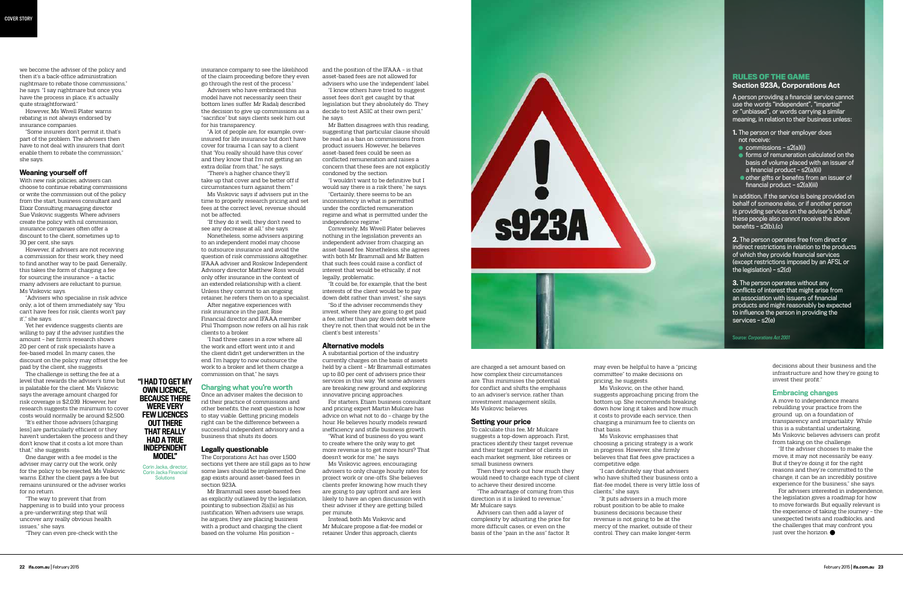we become the adviser of the policy and then it's a back-office administration nightmare to rebate those commissions," he says. "I say nightmare but once you have the process in place, it's actually quite straightforward."

However, Ms Wivell Plater warns rebating is not always endorsed by insurance companies.

"Some insurers don't permit it, that's part of the problem. The advisers then have to not deal with insurers that don't enable them to rebate the commission," she says.

## Weaning yourself off

With new risk policies, advisers can choose to continue rebating commissions or write the commission out of the policy from the start, business consultant and Elixir Consulting managing director Sue Viskovic suggests. Where advisers create the policy with nil commission, insurance companies often offer a discount to the client, sometimes up to 30 per cent, she says.

However, if advisers are not receiving a commission for their work, they need to find another way to be paid. Generally, this takes the form of charging a fee for sourcing the insurance – a tactic many advisers are reluctant to pursue, Ms Viskovic says.

"Advisers who specialise in risk advice only, a lot of them immediately say 'You can't have fees for risk, clients won't pay it'," she says.

Yet her evidence suggests clients are willing to pay if the adviser justifies the amount – her firm's research shows 20 per cent of risk specialists have a fee-based model. In many cases, the discount on the policy may offset the fee paid by the client, she suggests.

The challenge is setting the fee at a level that rewards the adviser's time but is palatable for the client. Ms Viskovic says the average amount charged for risk coverage is $2,039. However, her research suggests the minimum to cover costs would normally be around $2,500.

"It's either those advisers [charging less] are particularly efficient or they haven't undertaken the process and they don't know that it costs a lot more than that," she suggests.

One danger with a fee model is the adviser may carry out the work, only for the policy to be rejected, Ms Viskovic warns. Either the client pays a fee but remains uninsured or the adviser works for no return.

"The way to prevent that from happening is to build into your process a pre-underwriting step that will uncover any really obvious health issues," she says.

"They can even pre-check with the insurance company to see the likelihood of the claim proceeding before they even go through the rest of the process."

Advisers who have embraced this model have not necessarily seen their bottom lines suffer. Mr Radalj described the decision to give up commissions as a "sacrifice" but says clients seek him out for his transparency.

"A lot of people are, for example, over-insured for life insurance but don't have cover for trauma. I can say to a client that 'You really should have this cover' and they know that I'm not getting an extra dollar from that," he says.

"There's a higher chance they'll take up that cover and be better off if circumstances turn against them."

Ms Viskovic says if advisers put in the time to properly research pricing and set fees at the correct level, revenue should not be affected.

"If they do it well, they don't need to see any decrease at all," she says.

Nonetheless, some advisers aspiring to an independent model may choose to outsource insurance and avoid the question of risk commissions altogether. IFAAA adviser and Roskow Independent Advisory director Matthew Ross would only offer insurance in the context of an extended relationship with a client. Unless they commit to an ongoing retainer, he refers them on to a specialist.

After negative experiences with risk insurance in the past, Rise Financial director and IFAAA member Phil Thompson now refers on all his risk clients to a broker.

"I had three cases in a row where all the work and effort went into it and the client didn't get underwritten in the end. I'm happy to now outsource the work to a broker and let them charge a commission on that," he says.

**"I HAD TO GET MY OWN LICENCE, BECAUSE THERE WERE VERY FEW LICENCES OUT THERE THAT REALLY HAD A TRUE INDEPENDENT MODEL"**

Corin Jacka, director, Corin Jacka Financial Solutions

## Charging what you're worth

Once an adviser makes the decision to rid their practice of commissions and other benefits, the next question is how to stay viable. Getting pricing models right can be the difference between a successful independent advisory and a business that shuts its doors.

## Legally questionable

The Corporations Act has over 1,500 sections yet there are still gaps as to how some laws should be implemented. One gap exists around asset-based fees in section 923A.

Mr Brammall sees asset-based fees as explicitly outlawed by the legislation, pointing to subsection 2(a)(ii) as his justification. When advisers use wraps, he argues, they are placing business with a product and charging the client based on the volume. His position – and the position of the IFAAA – is that asset-based fees are not allowed for advisers who use the 'independent' label.

"I know others have tried to suggest asset fees don't get caught by that legislation but they absolutely do. They decide to test ASIC at their own peril," he says.

Mr Batten disagrees with this reading, suggesting that particular clause should be read as a ban on commissions from product issuers. However, he believes asset-based fees could be seen as conflicted remuneration and raises a concern that these fees are not explicitly condoned by the section.

"I wouldn't want to be definitive but I would say there is a risk there," he says.

"Certainly, there seems to be an inconsistency in what is permitted under the conflicted remuneration regime and what is permitted under the independence regime."

Conversely, Ms Wivell Plater believes nothing in the legislation prevents an independent adviser from charging an asset-based fee. Nonetheless, she agrees with both Mr Brammall and Mr Batten that such fees could raise a conflict of interest that would be ethically, if not legally, problematic.

"It could be, for example, that the best interests of the client would be to pay down debt rather than invest," she says.

"So if the adviser recommends they invest, where they are going to get paid a fee, rather than pay down debt where they're not, then that would not be in the client's best interests."

## Alternative models

A substantial portion of the industry currently charges on the basis of assets held by a client – Mr Brammall estimates up to 80 per cent of advisers price their services in this way. Yet some advisers are breaking new ground and exploring innovative pricing approaches.

For starters, Etiam business consultant and pricing expert Martin Mulcare has advice on what not to do – charge by the hour. He believes hourly models reward inefficiency and stifle business growth.

"What kind of business do you want to create where the only way to get more revenue is to get more hours? That doesn't work for me," he says.

Ms Viskovic agrees, encouraging advisers to only charge hourly rates for project work or one-offs. She believes clients prefer knowing how much they are going to pay upfront and are less likely to have an open discussion with their adviser if they are getting billed per minute.

Instead, both Ms Viskovic and Mr Mulcare propose a flat-fee model or retainer. Under this approach, clients are charged a set amount based on how complex their circumstances are. This minimises the potential for conflict and shifts the emphasis to an adviser's service, rather than investment management skills, Ms Viskovic believes.

## Setting your price

To calculate this fee, Mr Mulcare suggests a top-down approach. First, practices identify their target revenue and their target number of clients in each market segment, like retirees or small business owners.

Then they work out how much they would need to charge each type of client to achieve their desired income.

"The advantage of coming from this direction is it is linked to revenue," Mr Mulcare says.

Advisers can then add a layer of complexity by adjusting the price for more difficult cases, or even on the basis of the "pain in the ass" factor. It may even be helpful to have a "pricing committee" to make decisions on pricing, he suggests.

Ms Viskovic, on the other hand, suggests approaching pricing from the bottom up. She recommends breaking down how long it takes and how much it costs to provide each service, then charging a minimum fee to clients on that basis.

Ms Viskovic emphasises that choosing a pricing strategy is a work in progress. However, she firmly believes that flat fees give practices a competitive edge.

"I can definitely say that advisers who have shifted their business onto a flat-fee model, there is very little loss of clients," she says.

"It puts advisers in a much more robust position to be able to make business decisions because their revenue is not going to be at the mercy of the market, outside of their control. They can make longer-term decisions about their business and the infrastructure and how they're going to invest their profit."

## Embracing changes

A move to independence means rebuilding your practice from the ground up, on a foundation of transparency and impartiality. While this is a substantial undertaking, Ms Viskovic believes advisers can profit from taking on the challenge.

"If the adviser chooses to make the move, it may not necessarily be easy. But if they're doing it for the right reasons and they're committed to the change, it can be an incredibly positive experience for the business," she says.

For advisers interested in independence, the legislation gives a roadmap for how to move forwards. But equally relevant is the experience of taking the journey – the unexpected twists and roadblocks, and the challenges that may confront you just over the horizon. ●

## RULES OF THE GAME

### Section 923A, Corporations Act

A person providing a financial service cannot use the words "independent", "impartial" or "unbiased", or words carrying a similar meaning, in relation to their business unless:

1. The person or their employer does not receive:
   - commissions – s2(a)(i)
   - forms of remuneration calculated on the basis of volume placed with an issuer of a financial product – s2(a)(ii)
   - other gifts or benefits from an issuer of financial product – s2(a)(iii)

In addition, if the service is being provided on behalf of someone else, or if another person is providing services on the adviser's behalf, these people also cannot receive the above benefits – s2(b),(c)

2. The person operates free from direct or indirect restrictions in relation to the products of which they provide financial services (except restrictions imposed by an AFSL or the legislation) – s2(d)

3. The person operates without any conflicts of interest that might arise from an association with issuers of financial products and might reasonably be expected to influence the person in providing the services – s2(e)

*Source: Corporations Act 2001*